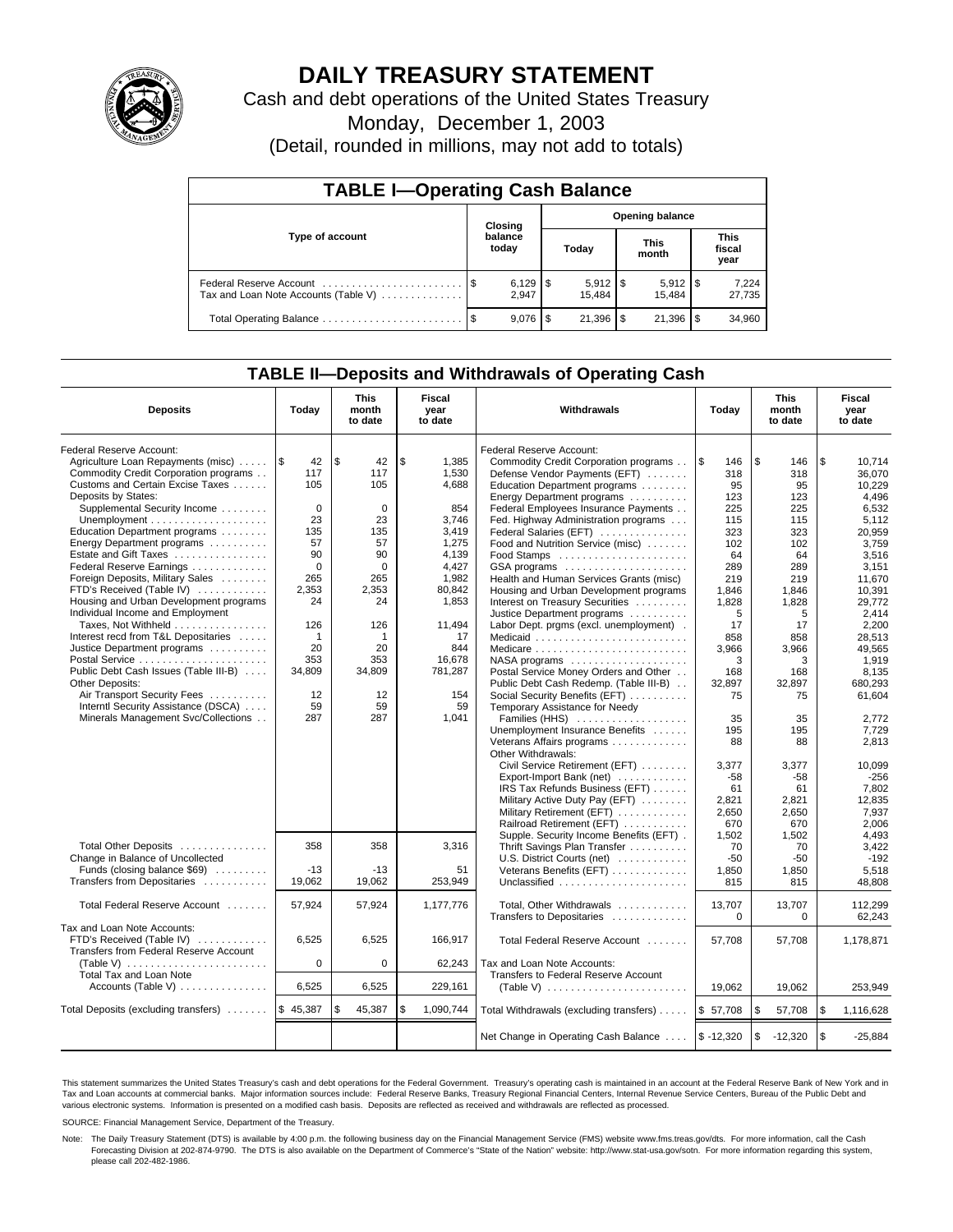# DAILY TREASURY STATEMENT

Cash and debt operations of the United States Treasury

Monday, December 1, 2003

(Detail, rounded in millions, may not add to totals)

## TABLE I—Operating Cash Balance

| Type of account | Closing balance today | Opening balance Today | Opening balance This month | Opening balance This fiscal year |
|---|---|---|---|---|
| Federal Reserve Account | $ 6,129 | $ 5,912 | $ 5,912 | $ 7,224 |
| Tax and Loan Note Accounts (Table V) | 2,947 | 15,484 | 15,484 | 27,735 |
| Total Operating Balance | $ 9,076 | $ 21,396 | $ 21,396 | $ 34,960 |

## TABLE II—Deposits and Withdrawals of Operating Cash

| Deposits | Today | This month to date | Fiscal year to date |
|---|---|---|---|
| Federal Reserve Account: | | | |
| Agriculture Loan Repayments (misc) | $ 42 | $ 42 | $ 1,385 |
| Commodity Credit Corporation programs | 117 | 117 | 1,530 |
| Customs and Certain Excise Taxes | 105 | 105 | 4,688 |
| Deposits by States: | | | |
| Supplemental Security Income | 0 | 0 | 854 |
| Unemployment | 23 | 23 | 3,746 |
| Education Department programs | 135 | 135 | 3,419 |
| Energy Department programs | 57 | 57 | 1,275 |
| Estate and Gift Taxes | 90 | 90 | 4,139 |
| Federal Reserve Earnings | 0 | 0 | 4,427 |
| Foreign Deposits, Military Sales | 265 | 265 | 1,982 |
| FTD's Received (Table IV) | 2,353 | 2,353 | 80,842 |
| Housing and Urban Development programs | 24 | 24 | 1,853 |
| Individual Income and Employment Taxes, Not Withheld | 126 | 126 | 11,494 |
| Interest recd from T&L Depositaries | 1 | 1 | 17 |
| Justice Department programs | 20 | 20 | 844 |
| Postal Service | 353 | 353 | 16,678 |
| Public Debt Cash Issues (Table III-B) | 34,809 | 34,809 | 781,287 |
| Other Deposits: | | | |
| Air Transport Security Fees | 12 | 12 | 154 |
| Interntl Security Assistance (DSCA) | 59 | 59 | 59 |
| Minerals Management Svc/Collections | 287 | 287 | 1,041 |
| Total Other Deposits | 358 | 358 | 3,316 |
| Change in Balance of Uncollected Funds (closing balance $69) | -13 | -13 | 51 |
| Transfers from Depositaries | 19,062 | 19,062 | 253,949 |
| Total Federal Reserve Account | 57,924 | 57,924 | 1,177,776 |
| Tax and Loan Note Accounts: | | | |
| FTD's Received (Table IV) | 6,525 | 6,525 | 166,917 |
| Transfers from Federal Reserve Account (Table V) | 0 | 0 | 62,243 |
| Total Tax and Loan Note Accounts (Table V) | 6,525 | 6,525 | 229,161 |
| Total Deposits (excluding transfers) | $ 45,387 | $ 45,387 | $ 1,090,744 |

| Withdrawals | Today | This month to date | Fiscal year to date |
|---|---|---|---|
| Federal Reserve Account: | | | |
| Commodity Credit Corporation programs | $ 146 | $ 146 | $ 10,714 |
| Defense Vendor Payments (EFT) | 318 | 318 | 36,070 |
| Education Department programs | 95 | 95 | 10,229 |
| Energy Department programs | 123 | 123 | 4,496 |
| Federal Employees Insurance Payments | 225 | 225 | 6,532 |
| Fed. Highway Administration programs | 115 | 115 | 5,112 |
| Federal Salaries (EFT) | 323 | 323 | 20,959 |
| Food and Nutrition Service (misc) | 102 | 102 | 3,759 |
| Food Stamps | 64 | 64 | 3,516 |
| GSA programs | 289 | 289 | 3,151 |
| Health and Human Services Grants (misc) | 219 | 219 | 11,670 |
| Housing and Urban Development programs | 1,846 | 1,846 | 10,391 |
| Interest on Treasury Securities | 1,828 | 1,828 | 29,772 |
| Justice Department programs | 5 | 5 | 2,414 |
| Labor Dept. prgms (excl. unemployment) | 17 | 17 | 2,200 |
| Medicaid | 858 | 858 | 28,513 |
| Medicare | 3,966 | 3,966 | 49,565 |
| NASA programs | 3 | 3 | 1,919 |
| Postal Service Money Orders and Other | 168 | 168 | 8,135 |
| Public Debt Cash Redemp. (Table III-B) | 32,897 | 32,897 | 680,293 |
| Social Security Benefits (EFT) | 75 | 75 | 61,604 |
| Temporary Assistance for Needy Families (HHS) | 35 | 35 | 2,772 |
| Unemployment Insurance Benefits | 195 | 195 | 7,729 |
| Veterans Affairs programs | 88 | 88 | 2,813 |
| Other Withdrawals: | | | |
| Civil Service Retirement (EFT) | 3,377 | 3,377 | 10,099 |
| Export-Import Bank (net) | -58 | -58 | -256 |
| IRS Tax Refunds Business (EFT) | 61 | 61 | 7,802 |
| Military Active Duty Pay (EFT) | 2,821 | 2,821 | 12,835 |
| Military Retirement (EFT) | 2,650 | 2,650 | 7,937 |
| Railroad Retirement (EFT) | 670 | 670 | 2,006 |
| Supple. Security Income Benefits (EFT) | 1,502 | 1,502 | 4,493 |
| Thrift Savings Plan Transfer | 70 | 70 | 3,422 |
| U.S. District Courts (net) | -50 | -50 | -192 |
| Veterans Benefits (EFT) | 1,850 | 1,850 | 5,518 |
| Unclassified | 815 | 815 | 48,808 |
| Total, Other Withdrawals | 13,707 | 13,707 | 112,299 |
| Transfers to Depositaries | 0 | 0 | 62,243 |
| Total Federal Reserve Account | 57,708 | 57,708 | 1,178,871 |
| Tax and Loan Note Accounts: | | | |
| Transfers to Federal Reserve Account (Table V) | 19,062 | 19,062 | 253,949 |
| Total Withdrawals (excluding transfers) | $ 57,708 | $ 57,708 | $ 1,116,628 |
| Net Change in Operating Cash Balance | $ -12,320 | $ -12,320 | $ -25,884 |

This statement summarizes the United States Treasury's cash and debt operations for the Federal Government. Treasury's operating cash is maintained in an account at the Federal Reserve Bank of New York and in Tax and Loan accounts at commercial banks. Major information sources include: Federal Reserve Banks, Treasury Regional Financial Centers, Internal Revenue Service Centers, Bureau of the Public Debt and various electronic systems. Information is presented on a modified cash basis. Deposits are reflected as received and withdrawals are reflected as processed.

SOURCE: Financial Management Service, Department of the Treasury.

Note: The Daily Treasury Statement (DTS) is available by 4:00 p.m. the following business day on the Financial Management Service (FMS) website www.fms.treas.gov/dts. For more information, call the Cash Forecasting Division at 202-874-9790. The DTS is also available on the Department of Commerce's "State of the Nation" website: http://www.stat-usa.gov/sotn. For more information regarding this system, please call 202-482-1986.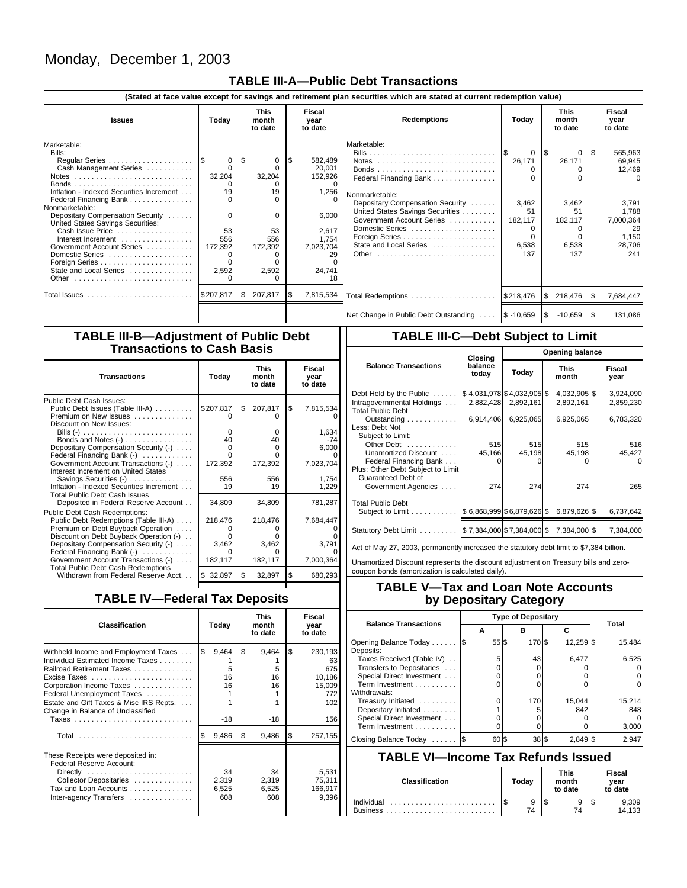Monday, December 1, 2003

## TABLE III-A—Public Debt Transactions

(Stated at face value except for savings and retirement plan securities which are stated at current redemption value)

| Issues | Today | This month to date | Fiscal year to date |
|---|---|---|---|
| Marketable: | | | |
| Bills: | | | |
| Regular Series | $ 0 | $ 0 | $ 582,489 |
| Cash Management Series | 0 | 0 | 20,001 |
| Notes | 32,204 | 32,204 | 152,926 |
| Bonds | 0 | 0 | 0 |
| Inflation - Indexed Securities Increment | 19 | 19 | 1,256 |
| Federal Financing Bank | 0 | 0 | 0 |
| Nonmarketable: | | | |
| Depositary Compensation Security | 0 | 0 | 6,000 |
| United States Savings Securities: | | | |
| Cash Issue Price | 53 | 53 | 2,617 |
| Interest Increment | 556 | 556 | 1,754 |
| Government Account Series | 172,392 | 172,392 | 7,023,704 |
| Domestic Series | 0 | 0 | 29 |
| Foreign Series | 0 | 0 | 0 |
| State and Local Series | 2,592 | 2,592 | 24,741 |
| Other | 0 | 0 | 18 |
| Total Issues | $207,817 | $ 207,817 | $ 7,815,534 |

| Redemptions | Today | This month to date | Fiscal year to date |
|---|---|---|---|
| Marketable: | | | |
| Bills | $ 0 | $ 0 | $ 565,963 |
| Notes | 26,171 | 26,171 | 69,945 |
| Bonds | 0 | 0 | 12,469 |
| Federal Financing Bank | 0 | 0 | 0 |
| Nonmarketable: | | | |
| Depositary Compensation Security | 3,462 | 3,462 | 3,791 |
| United States Savings Securities | 51 | 51 | 1,788 |
| Government Account Series | 182,117 | 182,117 | 7,000,364 |
| Domestic Series | 0 | 0 | 29 |
| Foreign Series | 0 | 0 | 1,150 |
| State and Local Series | 6,538 | 6,538 | 28,706 |
| Other | 137 | 137 | 241 |
| Total Redemptions | $218,476 | $ 218,476 | $ 7,684,447 |
| Net Change in Public Debt Outstanding | $ -10,659 | $ -10,659 | $ 131,086 |

## TABLE III-B—Adjustment of Public Debt Transactions to Cash Basis

| Transactions | Today | This month to date | Fiscal year to date |
|---|---|---|---|
| Public Debt Cash Issues: | | | |
| Public Debt Issues (Table III-A) | $207,817 | $ 207,817 | $ 7,815,534 |
| Premium on New Issues | 0 | 0 | 0 |
| Discount on New Issues: | | | |
| Bills (-) | 0 | 0 | 1,634 |
| Bonds and Notes (-) | 40 | 40 | -74 |
| Depositary Compensation Security (-) | 0 | 0 | 6,000 |
| Federal Financing Bank (-) | 0 | 0 | 0 |
| Government Account Transactions (-) | 172,392 | 172,392 | 7,023,704 |
| Interest Increment on United States Savings Securities (-) | 556 | 556 | 1,754 |
| Inflation - Indexed Securities Increment | 19 | 19 | 1,229 |
| Total Public Debt Cash Issues Deposited in Federal Reserve Account | 34,809 | 34,809 | 781,287 |
| Public Debt Cash Redemptions: | | | |
| Public Debt Redemptions (Table III-A) | 218,476 | 218,476 | 7,684,447 |
| Premium on Debt Buyback Operation | 0 | 0 | 0 |
| Discount on Debt Buyback Operation (-) | 0 | 0 | 0 |
| Depositary Compensation Security (-) | 3,462 | 3,462 | 3,791 |
| Federal Financing Bank (-) | 0 | 0 | 0 |
| Government Account Transactions (-) | 182,117 | 182,117 | 7,000,364 |
| Total Public Debt Cash Redemptions Withdrawn from Federal Reserve Acct. | $ 32,897 | $ 32,897 | $ 680,293 |

## TABLE III-C—Debt Subject to Limit

| Balance Transactions | Closing balance today | Opening balance Today | Opening balance This month | Opening balance Fiscal year |
|---|---|---|---|---|
| Debt Held by the Public | $ 4,031,978 | $ 4,032,905 | $ 4,032,905 | $ 3,924,090 |
| Intragovernmental Holdings | 2,882,428 | 2,892,161 | 2,892,161 | 2,859,230 |
| Total Public Debt Outstanding | 6,914,406 | 6,925,065 | 6,925,065 | 6,783,320 |
| Less: Debt Not Subject to Limit: | | | | |
| Other Debt | 515 | 515 | 515 | 516 |
| Unamortized Discount | 45,166 | 45,198 | 45,198 | 45,427 |
| Federal Financing Bank | 0 | 0 | 0 | 0 |
| Plus: Other Debt Subject to Limit Guaranteed Debt of Government Agencies | 274 | 274 | 274 | 265 |
| Total Public Debt Subject to Limit | $ 6,868,999 | $ 6,879,626 | $ 6,879,626 | $ 6,737,642 |
| Statutory Debt Limit | $ 7,384,000 | $ 7,384,000 | $ 7,384,000 | $ 7,384,000 |

Act of May 27, 2003, permanently increased the statutory debt limit to $7,384 billion.

Unamortized Discount represents the discount adjustment on Treasury bills and zero-coupon bonds (amortization is calculated daily).

## TABLE IV—Federal Tax Deposits

| Classification | Today | This month to date | Fiscal year to date |
|---|---|---|---|
| Withheld Income and Employment Taxes | $ 9,464 | $ 9,464 | $ 230,193 |
| Individual Estimated Income Taxes | 1 | 1 | 63 |
| Railroad Retirement Taxes | 5 | 5 | 675 |
| Excise Taxes | 16 | 16 | 10,186 |
| Corporation Income Taxes | 16 | 16 | 15,009 |
| Federal Unemployment Taxes | 1 | 1 | 772 |
| Estate and Gift Taxes & Misc IRS Rcpts. | 1 | 1 | 102 |
| Change in Balance of Unclassified Taxes | -18 | -18 | 156 |
| Total | $ 9,486 | $ 9,486 | $ 257,155 |
| These Receipts were deposited in: | | | |
| Federal Reserve Account: | | | |
| Directly | 34 | 34 | 5,531 |
| Collector Depositaries | 2,319 | 2,319 | 75,311 |
| Tax and Loan Accounts | 6,525 | 6,525 | 166,917 |
| Inter-agency Transfers | 608 | 608 | 9,396 |

## TABLE V—Tax and Loan Note Accounts by Depositary Category

| Balance Transactions | Type of Depositary A | B | C | Total |
|---|---|---|---|---|
| Opening Balance Today | $ 55 | $ 170 | $ 12,259 | $ 15,484 |
| Deposits: | | | | |
| Taxes Received (Table IV) | 5 | 43 | 6,477 | 6,525 |
| Transfers to Depositaries | 0 | 0 | 0 | 0 |
| Special Direct Investment | 0 | 0 | 0 | 0 |
| Term Investment | 0 | 0 | 0 | 0 |
| Withdrawals: | | | | |
| Treasury Initiated | 0 | 170 | 15,044 | 15,214 |
| Depositary Initiated | 1 | 5 | 842 | 848 |
| Special Direct Investment | 0 | 0 | 0 | 0 |
| Term Investment | 0 | 0 | 0 | 3,000 |
| Closing Balance Today | $ 60 | $ 38 | $ 2,849 | $ 2,947 |

## TABLE VI—Income Tax Refunds Issued

| Classification | Today | This month to date | Fiscal year to date |
|---|---|---|---|
| Individual | $ 9 | $ 9 | $ 9,309 |
| Business | 74 | 74 | 14,133 |